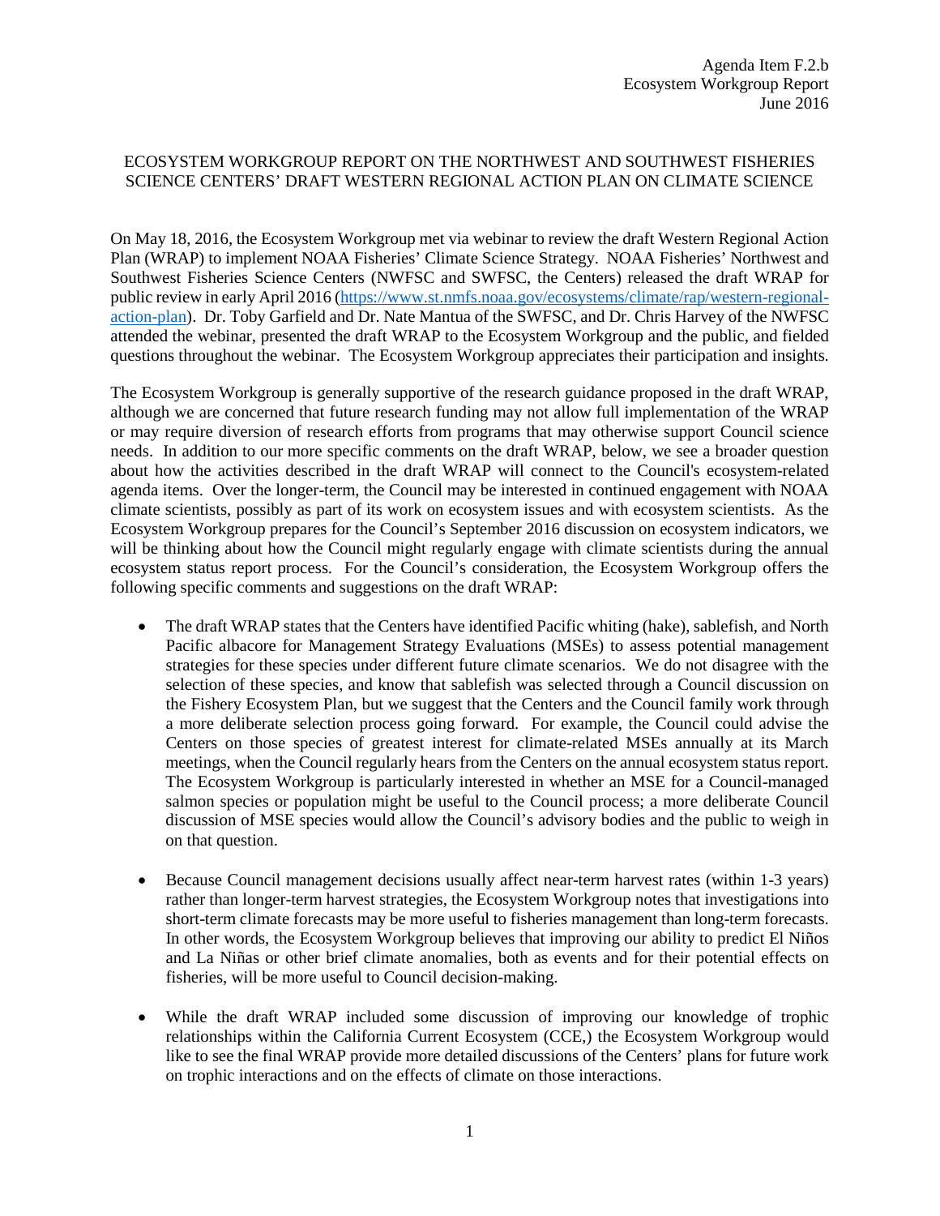Agenda Item F.2.b
Ecosystem Workgroup Report
June 2016

ECOSYSTEM WORKGROUP REPORT ON THE NORTHWEST AND SOUTHWEST FISHERIES SCIENCE CENTERS' DRAFT WESTERN REGIONAL ACTION PLAN ON CLIMATE SCIENCE

On May 18, 2016, the Ecosystem Workgroup met via webinar to review the draft Western Regional Action Plan (WRAP) to implement NOAA Fisheries' Climate Science Strategy. NOAA Fisheries' Northwest and Southwest Fisheries Science Centers (NWFSC and SWFSC, the Centers) released the draft WRAP for public review in early April 2016 ([https://www.st.nmfs.noaa.gov/ecosystems/climate/rap/western-regional-action-plan](https://www.st.nmfs.noaa.gov/ecosystems/climate/rap/western-regional-action-plan)). Dr. Toby Garfield and Dr. Nate Mantua of the SWFSC, and Dr. Chris Harvey of the NWFSC attended the webinar, presented the draft WRAP to the Ecosystem Workgroup and the public, and fielded questions throughout the webinar. The Ecosystem Workgroup appreciates their participation and insights.

The Ecosystem Workgroup is generally supportive of the research guidance proposed in the draft WRAP, although we are concerned that future research funding may not allow full implementation of the WRAP or may require diversion of research efforts from programs that may otherwise support Council science needs. In addition to our more specific comments on the draft WRAP, below, we see a broader question about how the activities described in the draft WRAP will connect to the Council's ecosystem-related agenda items. Over the longer-term, the Council may be interested in continued engagement with NOAA climate scientists, possibly as part of its work on ecosystem issues and with ecosystem scientists. As the Ecosystem Workgroup prepares for the Council's September 2016 discussion on ecosystem indicators, we will be thinking about how the Council might regularly engage with climate scientists during the annual ecosystem status report process. For the Council's consideration, the Ecosystem Workgroup offers the following specific comments and suggestions on the draft WRAP:

- The draft WRAP states that the Centers have identified Pacific whiting (hake), sablefish, and North Pacific albacore for Management Strategy Evaluations (MSEs) to assess potential management strategies for these species under different future climate scenarios. We do not disagree with the selection of these species, and know that sablefish was selected through a Council discussion on the Fishery Ecosystem Plan, but we suggest that the Centers and the Council family work through a more deliberate selection process going forward. For example, the Council could advise the Centers on those species of greatest interest for climate-related MSEs annually at its March meetings, when the Council regularly hears from the Centers on the annual ecosystem status report. The Ecosystem Workgroup is particularly interested in whether an MSE for a Council-managed salmon species or population might be useful to the Council process; a more deliberate Council discussion of MSE species would allow the Council's advisory bodies and the public to weigh in on that question.

- Because Council management decisions usually affect near-term harvest rates (within 1-3 years) rather than longer-term harvest strategies, the Ecosystem Workgroup notes that investigations into short-term climate forecasts may be more useful to fisheries management than long-term forecasts. In other words, the Ecosystem Workgroup believes that improving our ability to predict El Niños and La Niñas or other brief climate anomalies, both as events and for their potential effects on fisheries, will be more useful to Council decision-making.

- While the draft WRAP included some discussion of improving our knowledge of trophic relationships within the California Current Ecosystem (CCE,) the Ecosystem Workgroup would like to see the final WRAP provide more detailed discussions of the Centers' plans for future work on trophic interactions and on the effects of climate on those interactions.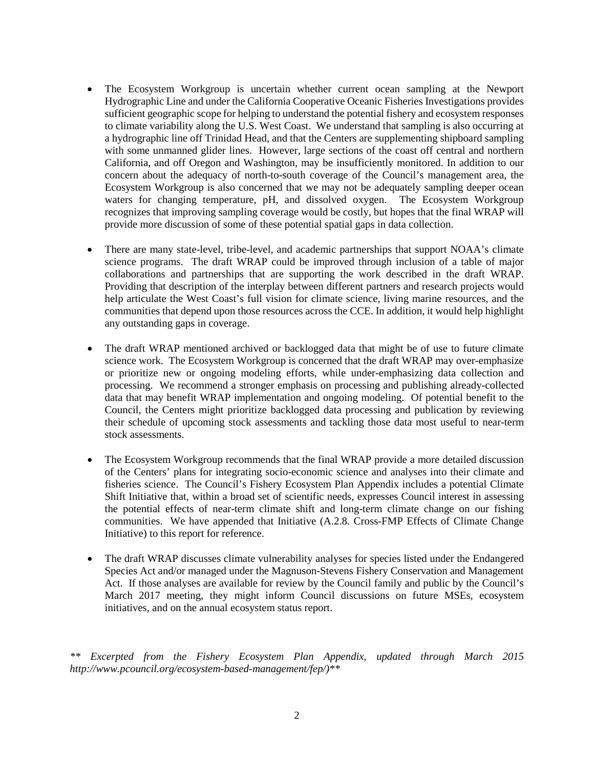- The Ecosystem Workgroup is uncertain whether current ocean sampling at the Newport Hydrographic Line and under the California Cooperative Oceanic Fisheries Investigations provides sufficient geographic scope for helping to understand the potential fishery and ecosystem responses to climate variability along the U.S. West Coast. We understand that sampling is also occurring at a hydrographic line off Trinidad Head, and that the Centers are supplementing shipboard sampling with some unmanned glider lines. However, large sections of the coast off central and northern California, and off Oregon and Washington, may be insufficiently monitored. In addition to our concern about the adequacy of north-to-south coverage of the Council's management area, the Ecosystem Workgroup is also concerned that we may not be adequately sampling deeper ocean waters for changing temperature, pH, and dissolved oxygen. The Ecosystem Workgroup recognizes that improving sampling coverage would be costly, but hopes that the final WRAP will provide more discussion of some of these potential spatial gaps in data collection.

- There are many state-level, tribe-level, and academic partnerships that support NOAA's climate science programs. The draft WRAP could be improved through inclusion of a table of major collaborations and partnerships that are supporting the work described in the draft WRAP. Providing that description of the interplay between different partners and research projects would help articulate the West Coast's full vision for climate science, living marine resources, and the communities that depend upon those resources across the CCE. In addition, it would help highlight any outstanding gaps in coverage.

- The draft WRAP mentioned archived or backlogged data that might be of use to future climate science work. The Ecosystem Workgroup is concerned that the draft WRAP may over-emphasize or prioritize new or ongoing modeling efforts, while under-emphasizing data collection and processing. We recommend a stronger emphasis on processing and publishing already-collected data that may benefit WRAP implementation and ongoing modeling. Of potential benefit to the Council, the Centers might prioritize backlogged data processing and publication by reviewing their schedule of upcoming stock assessments and tackling those data most useful to near-term stock assessments.

- The Ecosystem Workgroup recommends that the final WRAP provide a more detailed discussion of the Centers' plans for integrating socio-economic science and analyses into their climate and fisheries science. The Council's Fishery Ecosystem Plan Appendix includes a potential Climate Shift Initiative that, within a broad set of scientific needs, expresses Council interest in assessing the potential effects of near-term climate shift and long-term climate change on our fishing communities. We have appended that Initiative (A.2.8. Cross-FMP Effects of Climate Change Initiative) to this report for reference.

- The draft WRAP discusses climate vulnerability analyses for species listed under the Endangered Species Act and/or managed under the Magnuson-Stevens Fishery Conservation and Management Act. If those analyses are available for review by the Council family and public by the Council's March 2017 meeting, they might inform Council discussions on future MSEs, ecosystem initiatives, and on the annual ecosystem status report.

*** Excerpted from the Fishery Ecosystem Plan Appendix, updated through March 2015 http://www.pcouncil.org/ecosystem-based-management/fep/)***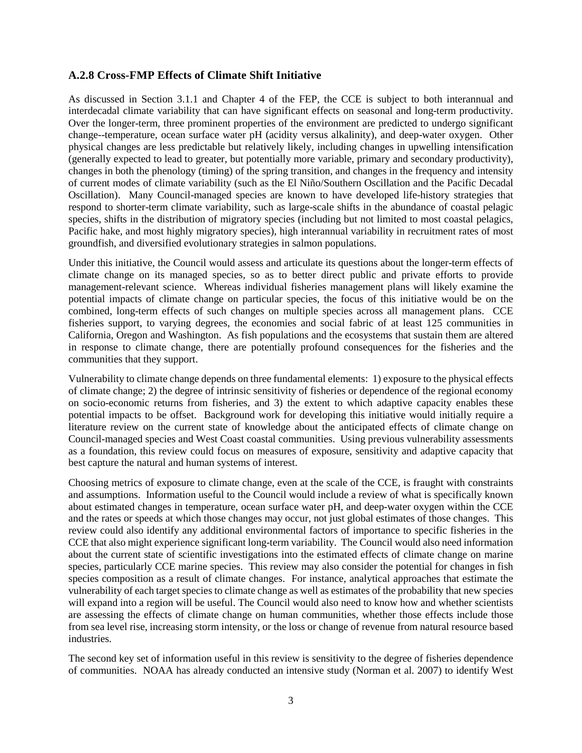### A.2.8 Cross-FMP Effects of Climate Shift Initiative

As discussed in Section 3.1.1 and Chapter 4 of the FEP, the CCE is subject to both interannual and interdecadal climate variability that can have significant effects on seasonal and long-term productivity. Over the longer-term, three prominent properties of the environment are predicted to undergo significant change--temperature, ocean surface water pH (acidity versus alkalinity), and deep-water oxygen. Other physical changes are less predictable but relatively likely, including changes in upwelling intensification (generally expected to lead to greater, but potentially more variable, primary and secondary productivity), changes in both the phenology (timing) of the spring transition, and changes in the frequency and intensity of current modes of climate variability (such as the El Niño/Southern Oscillation and the Pacific Decadal Oscillation). Many Council-managed species are known to have developed life-history strategies that respond to shorter-term climate variability, such as large-scale shifts in the abundance of coastal pelagic species, shifts in the distribution of migratory species (including but not limited to most coastal pelagics, Pacific hake, and most highly migratory species), high interannual variability in recruitment rates of most groundfish, and diversified evolutionary strategies in salmon populations.

Under this initiative, the Council would assess and articulate its questions about the longer-term effects of climate change on its managed species, so as to better direct public and private efforts to provide management-relevant science. Whereas individual fisheries management plans will likely examine the potential impacts of climate change on particular species, the focus of this initiative would be on the combined, long-term effects of such changes on multiple species across all management plans. CCE fisheries support, to varying degrees, the economies and social fabric of at least 125 communities in California, Oregon and Washington. As fish populations and the ecosystems that sustain them are altered in response to climate change, there are potentially profound consequences for the fisheries and the communities that they support.

Vulnerability to climate change depends on three fundamental elements: 1) exposure to the physical effects of climate change; 2) the degree of intrinsic sensitivity of fisheries or dependence of the regional economy on socio-economic returns from fisheries, and 3) the extent to which adaptive capacity enables these potential impacts to be offset. Background work for developing this initiative would initially require a literature review on the current state of knowledge about the anticipated effects of climate change on Council-managed species and West Coast coastal communities. Using previous vulnerability assessments as a foundation, this review could focus on measures of exposure, sensitivity and adaptive capacity that best capture the natural and human systems of interest.

Choosing metrics of exposure to climate change, even at the scale of the CCE, is fraught with constraints and assumptions. Information useful to the Council would include a review of what is specifically known about estimated changes in temperature, ocean surface water pH, and deep-water oxygen within the CCE and the rates or speeds at which those changes may occur, not just global estimates of those changes. This review could also identify any additional environmental factors of importance to specific fisheries in the CCE that also might experience significant long-term variability. The Council would also need information about the current state of scientific investigations into the estimated effects of climate change on marine species, particularly CCE marine species. This review may also consider the potential for changes in fish species composition as a result of climate changes. For instance, analytical approaches that estimate the vulnerability of each target species to climate change as well as estimates of the probability that new species will expand into a region will be useful. The Council would also need to know how and whether scientists are assessing the effects of climate change on human communities, whether those effects include those from sea level rise, increasing storm intensity, or the loss or change of revenue from natural resource based industries.

The second key set of information useful in this review is sensitivity to the degree of fisheries dependence of communities. NOAA has already conducted an intensive study (Norman et al. 2007) to identify West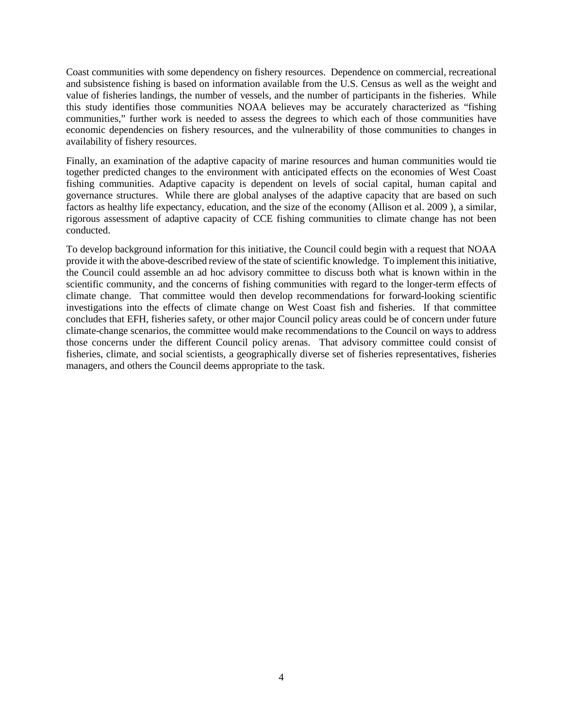Coast communities with some dependency on fishery resources. Dependence on commercial, recreational and subsistence fishing is based on information available from the U.S. Census as well as the weight and value of fisheries landings, the number of vessels, and the number of participants in the fisheries. While this study identifies those communities NOAA believes may be accurately characterized as "fishing communities," further work is needed to assess the degrees to which each of those communities have economic dependencies on fishery resources, and the vulnerability of those communities to changes in availability of fishery resources.

Finally, an examination of the adaptive capacity of marine resources and human communities would tie together predicted changes to the environment with anticipated effects on the economies of West Coast fishing communities. Adaptive capacity is dependent on levels of social capital, human capital and governance structures. While there are global analyses of the adaptive capacity that are based on such factors as healthy life expectancy, education, and the size of the economy (Allison et al. 2009 ), a similar, rigorous assessment of adaptive capacity of CCE fishing communities to climate change has not been conducted.

To develop background information for this initiative, the Council could begin with a request that NOAA provide it with the above-described review of the state of scientific knowledge. To implement this initiative, the Council could assemble an ad hoc advisory committee to discuss both what is known within in the scientific community, and the concerns of fishing communities with regard to the longer-term effects of climate change. That committee would then develop recommendations for forward-looking scientific investigations into the effects of climate change on West Coast fish and fisheries. If that committee concludes that EFH, fisheries safety, or other major Council policy areas could be of concern under future climate-change scenarios, the committee would make recommendations to the Council on ways to address those concerns under the different Council policy arenas. That advisory committee could consist of fisheries, climate, and social scientists, a geographically diverse set of fisheries representatives, fisheries managers, and others the Council deems appropriate to the task.